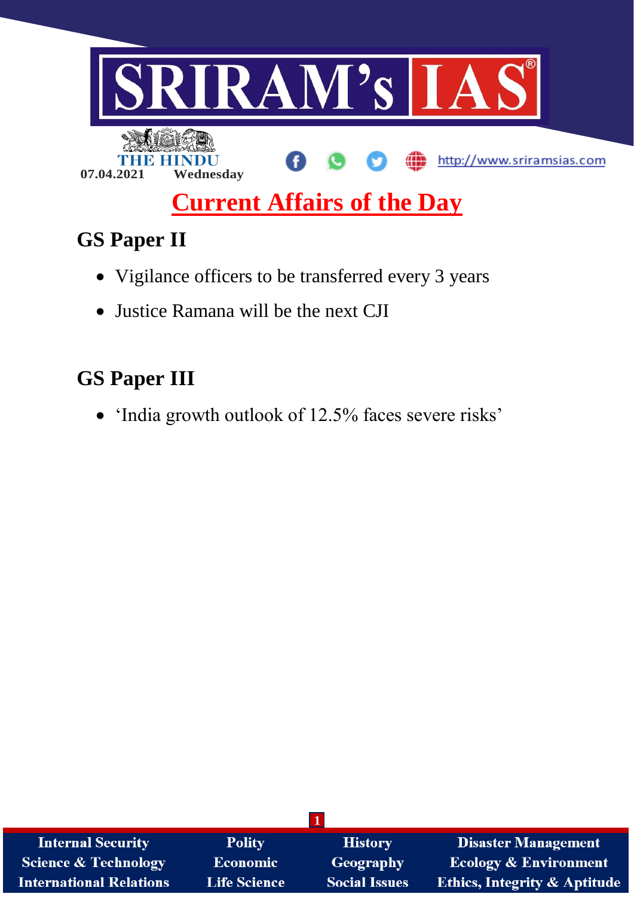SRIRAM's IAS

THE HINDU

07.04.2021 Wednesday

http://www.sriramsias.com

# Current Affairs of the Day

## GS Paper II

- Vigilance officers to be transferred every 3 years
- Justice Ramana will be the next CJI

## GS Paper III

- 'India growth outlook of 12.5% faces severe risks'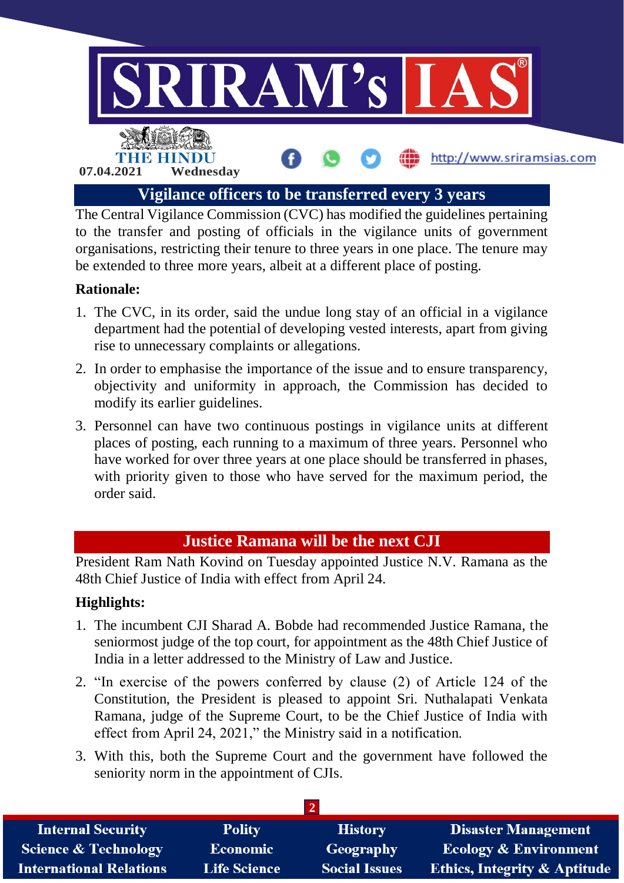## Vigilance officers to be transferred every 3 years

The Central Vigilance Commission (CVC) has modified the guidelines pertaining to the transfer and posting of officials in the vigilance units of government organisations, restricting their tenure to three years in one place. The tenure may be extended to three more years, albeit at a different place of posting.

**Rationale:**

1. The CVC, in its order, said the undue long stay of an official in a vigilance department had the potential of developing vested interests, apart from giving rise to unnecessary complaints or allegations.
2. In order to emphasise the importance of the issue and to ensure transparency, objectivity and uniformity in approach, the Commission has decided to modify its earlier guidelines.
3. Personnel can have two continuous postings in vigilance units at different places of posting, each running to a maximum of three years. Personnel who have worked for over three years at one place should be transferred in phases, with priority given to those who have served for the maximum period, the order said.

## Justice Ramana will be the next CJI

President Ram Nath Kovind on Tuesday appointed Justice N.V. Ramana as the 48th Chief Justice of India with effect from April 24.

**Highlights:**

1. The incumbent CJI Sharad A. Bobde had recommended Justice Ramana, the seniormost judge of the top court, for appointment as the 48th Chief Justice of India in a letter addressed to the Ministry of Law and Justice.
2. "In exercise of the powers conferred by clause (2) of Article 124 of the Constitution, the President is pleased to appoint Sri. Nuthalapati Venkata Ramana, judge of the Supreme Court, to be the Chief Justice of India with effect from April 24, 2021," the Ministry said in a notification.
3. With this, both the Supreme Court and the government have followed the seniority norm in the appointment of CJIs.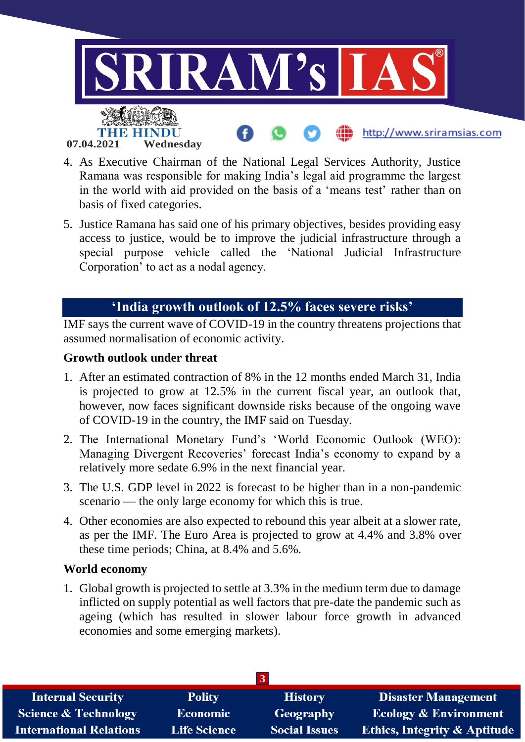4. As Executive Chairman of the National Legal Services Authority, Justice Ramana was responsible for making India's legal aid programme the largest in the world with aid provided on the basis of a 'means test' rather than on basis of fixed categories.
5. Justice Ramana has said one of his primary objectives, besides providing easy access to justice, would be to improve the judicial infrastructure through a special purpose vehicle called the 'National Judicial Infrastructure Corporation' to act as a nodal agency.

## 'India growth outlook of 12.5% faces severe risks'

IMF says the current wave of COVID-19 in the country threatens projections that assumed normalisation of economic activity.

### Growth outlook under threat

1. After an estimated contraction of 8% in the 12 months ended March 31, India is projected to grow at 12.5% in the current fiscal year, an outlook that, however, now faces significant downside risks because of the ongoing wave of COVID-19 in the country, the IMF said on Tuesday.
2. The International Monetary Fund's 'World Economic Outlook (WEO): Managing Divergent Recoveries' forecast India's economy to expand by a relatively more sedate 6.9% in the next financial year.
3. The U.S. GDP level in 2022 is forecast to be higher than in a non-pandemic scenario — the only large economy for which this is true.
4. Other economies are also expected to rebound this year albeit at a slower rate, as per the IMF. The Euro Area is projected to grow at 4.4% and 3.8% over these time periods; China, at 8.4% and 5.6%.

### World economy

1. Global growth is projected to settle at 3.3% in the medium term due to damage inflicted on supply potential as well factors that pre-date the pandemic such as ageing (which has resulted in slower labour force growth in advanced economies and some emerging markets).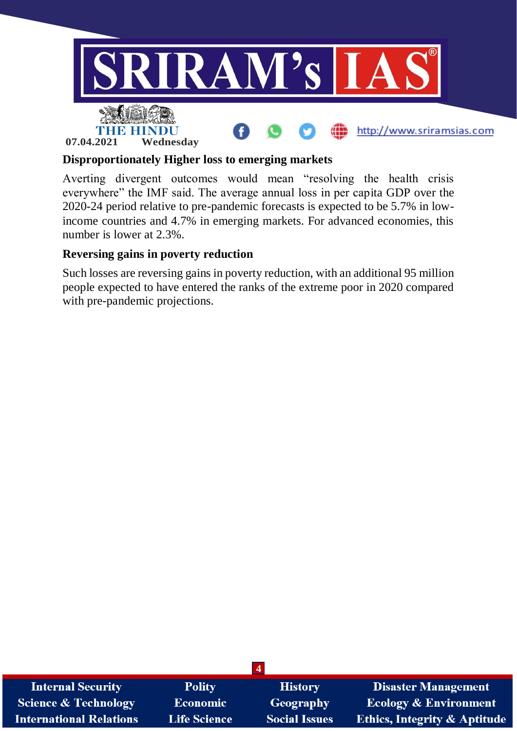### Disproportionately Higher loss to emerging markets

Averting divergent outcomes would mean "resolving the health crisis everywhere" the IMF said. The average annual loss in per capita GDP over the 2020-24 period relative to pre-pandemic forecasts is expected to be 5.7% in low-income countries and 4.7% in emerging markets. For advanced economies, this number is lower at 2.3%.

### Reversing gains in poverty reduction

Such losses are reversing gains in poverty reduction, with an additional 95 million people expected to have entered the ranks of the extreme poor in 2020 compared with pre-pandemic projections.